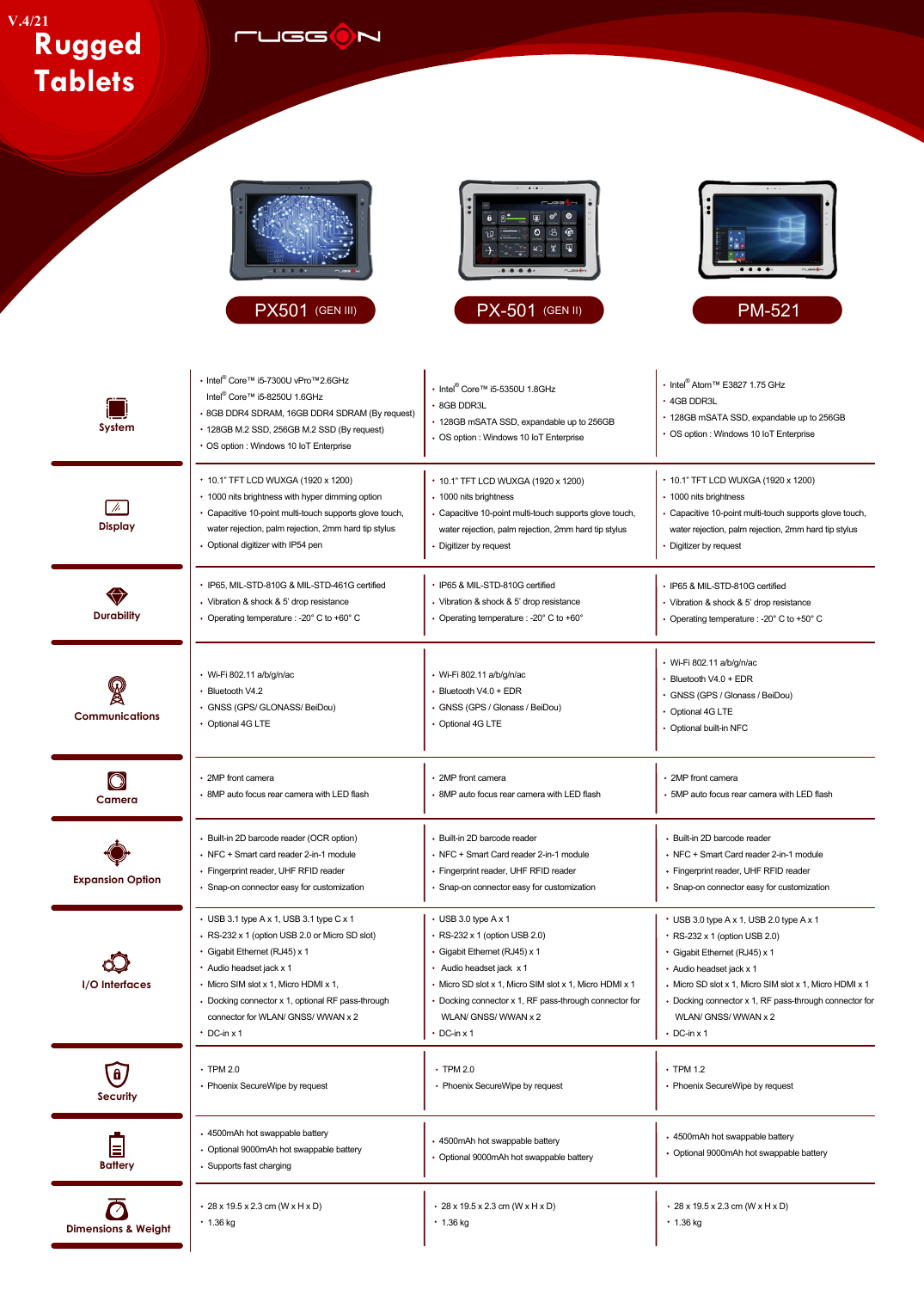V.4/21

# Rugged Tablets

RUGGON

| | PX501 (GEN III) | PX-501 (GEN II) | PM-521 |
|---|---|---|---|
| **System** | • Intel® Core™ i5-7300U vPro™2.6GHz<br>Intel® Core™ i5-8250U 1.6GHz<br>• 8GB DDR4 SDRAM, 16GB DDR4 SDRAM (By request)<br>• 128GB M.2 SSD, 256GB M.2 SSD (By request)<br>• OS option : Windows 10 IoT Enterprise | • Intel® Core™ i5-5350U 1.8GHz<br>• 8GB DDR3L<br>• 128GB mSATA SSD, expandable up to 256GB<br>• OS option : Windows 10 IoT Enterprise | • Intel® Atom™ E3827 1.75 GHz<br>• 4GB DDR3L<br>• 128GB mSATA SSD, expandable up to 256GB<br>• OS option : Windows 10 IoT Enterprise |
| **Display** | • 10.1" TFT LCD WUXGA (1920 x 1200)<br>• 1000 nits brightness with hyper dimming option<br>• Capacitive 10-point multi-touch supports glove touch, water rejection, palm rejection, 2mm hard tip stylus<br>• Optional digitizer with IP54 pen | • 10.1" TFT LCD WUXGA (1920 x 1200)<br>• 1000 nits brightness<br>• Capacitive 10-point multi-touch supports glove touch, water rejection, palm rejection, 2mm hard tip stylus<br>• Digitizer by request | • 10.1" TFT LCD WUXGA (1920 x 1200)<br>• 1000 nits brightness<br>• Capacitive 10-point multi-touch supports glove touch, water rejection, palm rejection, 2mm hard tip stylus<br>• Digitizer by request |
| **Durability** | • IP65, MIL-STD-810G & MIL-STD-461G certified<br>• Vibration & shock & 5' drop resistance<br>• Operating temperature : -20° C to +60° C | • IP65 & MIL-STD-810G certified<br>• Vibration & shock & 5' drop resistance<br>• Operating temperature : -20° C to +60° | • IP65 & MIL-STD-810G certified<br>• Vibration & shock & 5' drop resistance<br>• Operating temperature : -20° C to +50° C |
| **Communications** | • Wi-Fi 802.11 a/b/g/n/ac<br>• Bluetooth V4.2<br>• GNSS (GPS/ GLONASS/ BeiDou)<br>• Optional 4G LTE | • Wi-Fi 802.11 a/b/g/n/ac<br>• Bluetooth V4.0 + EDR<br>• GNSS (GPS / Glonass / BeiDou)<br>• Optional 4G LTE | • Wi-Fi 802.11 a/b/g/n/ac<br>• Bluetooth V4.0 + EDR<br>• GNSS (GPS / Glonass / BeiDou)<br>• Optional 4G LTE<br>• Optional built-in NFC |
| **Camera** | • 2MP front camera<br>• 8MP auto focus rear camera with LED flash | • 2MP front camera<br>• 8MP auto focus rear camera with LED flash | • 2MP front camera<br>• 5MP auto focus rear camera with LED flash |
| **Expansion Option** | • Built-in 2D barcode reader (OCR option)<br>• NFC + Smart card reader 2-in-1 module<br>• Fingerprint reader, UHF RFID reader<br>• Snap-on connector easy for customization | • Built-in 2D barcode reader<br>• NFC + Smart card reader 2-in-1 module<br>• Fingerprint reader, UHF RFID reader<br>• Snap-on connector easy for customization | • Built-in 2D barcode reader<br>• NFC + Smart Card reader 2-in-1 module<br>• Fingerprint reader, UHF RFID reader<br>• Snap-on connector easy for customization |
| **I/O Interfaces** | • USB 3.1 type A x 1, USB 3.1 type C x 1<br>• RS-232 x 1 (option USB 2.0 or Micro SD slot)<br>• Gigabit Ethernet (RJ45) x 1<br>• Audio headset jack x 1<br>• Micro SIM slot x 1, Micro HDMI x 1,<br>• Docking connector x 1, optional RF pass-through connector for WLAN/ GNSS/ WWAN x 2<br>• DC-in x 1 | • USB 3.0 type A x 1<br>• RS-232 x 1 (option USB 2.0)<br>• Gigabit Ethernet (RJ45) x 1<br>• Audio headset jack x 1<br>• Micro SD slot x 1, Micro SIM slot x 1, Micro HDMI x 1<br>• Docking connector x 1, RF pass-through connector for WLAN/ GNSS/ WWAN x 2<br>• DC-in x 1 | • USB 3.0 type A x 1, USB 2.0 type A x 1<br>• RS-232 x 1 (option USB 2.0)<br>• Gigabit Ethernet (RJ45) x 1<br>• Audio headset jack x 1<br>• Micro SD slot x 1, Micro SIM slot x 1, Micro HDMI x 1<br>• Docking connector x 1, RF pass-through connector for WLAN/ GNSS/ WWAN x 2<br>• DC-in x 1 |
| **Security** | • TPM 2.0<br>• Phoenix SecureWipe by request | • TPM 2.0<br>• Phoenix SecureWipe by request | • TPM 1.2<br>• Phoenix SecureWipe by request |
| **Battery** | • 4500mAh hot swappable battery<br>• Optional 9000mAh hot swappable battery<br>• Supports fast charging | • 4500mAh hot swappable battery<br>• Optional 9000mAh hot swappable battery | • 4500mAh hot swappable battery<br>• Optional 9000mAh hot swappable battery |
| **Dimensions & Weight** | • 28 x 19.5 x 2.3 cm (W x H x D)<br>• 1.36 kg | • 28 x 19.5 x 2.3 cm (W x H x D)<br>• 1.36 kg | • 28 x 19.5 x 2.3 cm (W x H x D)<br>• 1.36 kg |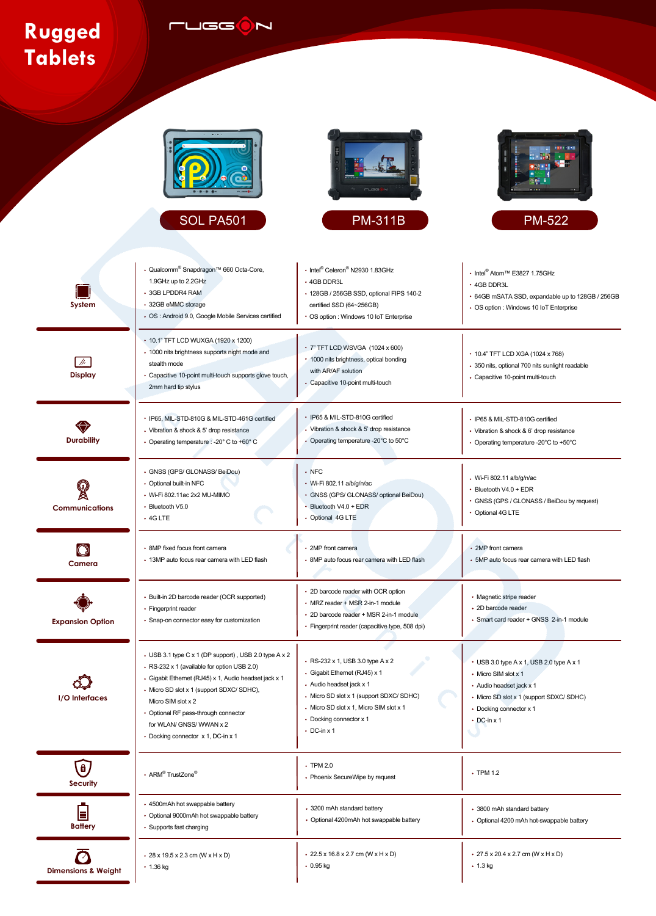# Rugged Tablets

| | SOL PA501 | PM-311B | PM-522 |
|---|---|---|---|
| System | • Qualcomm® Snapdragon™ 660 Octa-Core, 1.9GHz up to 2.2GHz<br>• 3GB LPDDR4 RAM<br>• 32GB eMMC storage<br>• OS : Android 9.0, Google Mobile Services certified | • Intel® Celeron® N2930 1.83GHz<br>• 4GB DDR3L<br>• 128GB / 256GB SSD, optional FIPS 140-2 certified SSD (64~256GB)<br>• OS option : Windows 10 IoT Enterprise | • Intel® Atom™ E3827 1.75GHz<br>• 4GB DDR3L<br>• 64GB mSATA SSD, expandable up to 128GB / 256GB<br>• OS option : Windows 10 IoT Enterprise |
| Display | • 10.1" TFT LCD WUXGA (1920 x 1200)<br>• 1000 nits brightness supports night mode and stealth mode<br>• Capacitive 10-point multi-touch supports glove touch, 2mm hard tip stylus | • 7" TFT LCD WSVGA (1024 x 600)<br>• 1000 nits brightness, optical bonding with AR/AF solution<br>• Capacitive 10-point multi-touch | • 10.4" TFT LCD XGA (1024 x 768)<br>• 350 nits, optional 700 nits sunlight readable<br>• Capacitive 10-point multi-touch |
| Durability | • IP65, MIL-STD-810G & MIL-STD-461G certified<br>• Vibration & shock & 5' drop resistance<br>• Operating temperature : -20° C to +60° C | • IP65 & MIL-STD-810G certified<br>• Vibration & shock & 5' drop resistance<br>• Operating temperature -20°C to 50°C | • IP65 & MIL-STD-810G certified<br>• Vibration & shock & 6' drop resistance<br>• Operating temperature -20°C to +50°C |
| Communications | • GNSS (GPS/ GLONASS/ BeiDou)<br>• Optional built-in NFC<br>• Wi-Fi 802.11ac 2x2 MU-MIMO<br>• Bluetooth V5.0<br>• 4G LTE | • NFC<br>• Wi-Fi 802.11 a/b/g/n/ac<br>• GNSS (GPS/ GLONASS/ optional BeiDou)<br>• Bluetooth V4.0 + EDR<br>• Optional 4G LTE | • Wi-Fi 802.11 a/b/g/n/ac<br>• Bluetooth V4.0 + EDR<br>• GNSS (GPS / GLONASS / BeiDou by request)<br>• Optional 4G LTE |
| Camera | • 8MP fixed focus front camera<br>• 13MP auto focus rear camera with LED flash | • 2MP front camera<br>• 8MP auto focus rear camera with LED flash | • 2MP front camera<br>• 5MP auto focus rear camera with LED flash |
| Expansion Option | • Built-in 2D barcode reader (OCR supported)<br>• Fingerprint reader<br>• Snap-on connector easy for customization | • 2D barcode reader with OCR option<br>• MRZ reader + MSR 2-in-1 module<br>• 2D barcode reader + MSR 2-in-1 module<br>• Fingerprint reader (capacitive type, 508 dpi) | • Magnetic stripe reader<br>• 2D barcode reader<br>• Smart card reader + GNSS 2-in-1 module |
| I/O Interfaces | • USB 3.1 type C x 1 (DP support) , USB 2.0 type A x 2<br>• RS-232 x 1 (available for option USB 2.0)<br>• Gigabit Ethernet (RJ45) x 1, Audio headset jack x 1<br>• Micro SD slot x 1 (support SDXC/ SDHC), Micro SIM slot x 2<br>• Optional RF pass-through connector for WLAN/ GNSS/ WWAN x 2<br>• Docking connector x 1, DC-in x 1 | • RS-232 x 1, USB 3.0 type A x 2<br>• Gigabit Ethernet (RJ45) x 1<br>• Audio headset jack x 1<br>• Micro SD slot x 1 (support SDXC/ SDHC)<br>• Micro SD slot x 1, Micro SIM slot x 1<br>• Docking connector x 1<br>• DC-in x 1 | • USB 3.0 type A x 1, USB 2.0 type A x 1<br>• Micro SIM slot x 1<br>• Audio headset jack x 1<br>• Micro SD slot x 1 (support SDXC/ SDHC)<br>• Docking connector x 1<br>• DC-in x 1 |
| Security | • ARM® TrustZone® | • TPM 2.0<br>• Phoenix SecureWipe by request | • TPM 1.2 |
| Battery | • 4500mAh hot swappable battery<br>• Optional 9000mAh hot swappable battery<br>• Supports fast charging | • 3200 mAh standard battery<br>• Optional 4200mAh hot swappable battery | • 3800 mAh standard battery<br>• Optional 4200 mAh hot-swappable battery |
| Dimensions & Weight | • 28 x 19.5 x 2.3 cm (W x H x D)<br>• 1.36 kg | • 22.5 x 16.8 x 2.7 cm (W x H x D)<br>• 0.95 kg | • 27.5 x 20.4 x 2.7 cm (W x H x D)<br>• 1.3 kg |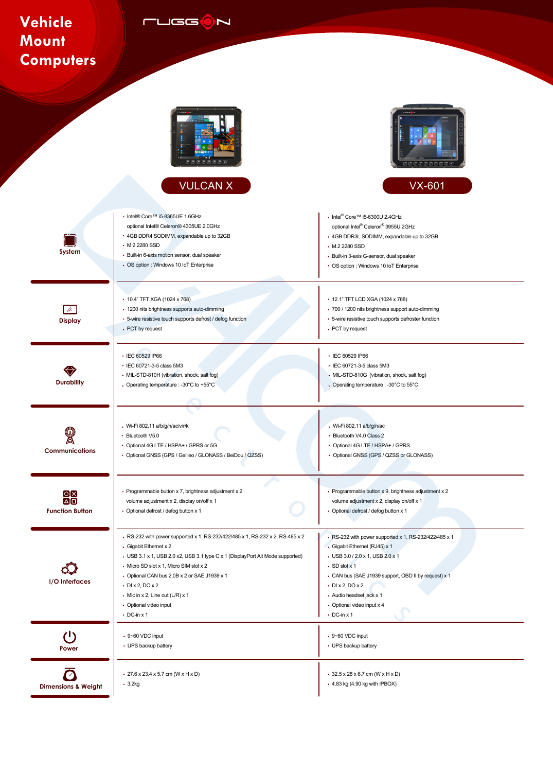# Vehicle Mount Computers

| | VULCAN X | VX-601 |
|---|---|---|
| **System** | • Intel® Core™ i5-8365UE 1.6GHz<br>optional Intel® Celeron® 4305UE 2.0GHz<br>• 4GB DDR4 SODIMM, expandable up to 32GB<br>• M.2 2280 SSD<br>• Built-in 6-axis motion sensor, dual speaker<br>• OS option : Windows 10 IoT Enterprise | • Intel® Core™ i5-6300U 2.4GHz<br>optional Intel® Celeron® 3955U 2GHz<br>• 4GB DDR3L SODIMM, expandable up to 32GB<br>• M.2 2280 SSD<br>• Built-in 3-axis G-sensor, dual speaker<br>• OS option : Windows 10 IoT Enterprise |
| **Display** | • 10.4" TFT XGA (1024 x 768)<br>• 1200 nits brightness supports auto-dimming<br>• 5-wire resistive touch supports defrost / defog function<br>• PCT by request | • 12.1" TFT LCD XGA (1024 x 768)<br>• 700 / 1200 nits brightness support auto-dimming<br>• 5-wire resistive touch supports defroster function<br>• PCT by request |
| **Durability** | • IEC 60529 IP66<br>• IEC 60721-3-5 class 5M3<br>• MIL-STD-810H (vibration, shock, salt fog)<br>• Operating temperature : -30°C to +55°C | • IEC 60529 IP66<br>• IEC 60721-3-5 class 5M3<br>• MIL-STD-810G (vibration, shock, salt fog)<br>• Operating temperature : -30°C to 55°C |
| **Communications** | • Wi-Fi 802.11 a/b/g/n/ac/v/r/k<br>• Bluetooth V5.0<br>• Optional 4G LTE / HSPA+ / GPRS or 5G<br>• Optional GNSS (GPS / Galileo / GLONASS / BeiDou / QZSS) | • Wi-Fi 802.11 a/b/g/n/ac<br>• Bluetooth V4.0 Class 2<br>• Optional 4G LTE / HSPA+ / GPRS<br>• Optional GNSS (GPS / QZSS or GLONASS) |
| **Function Button** | • Programmable button x 7, brightness adjustment x 2<br>volume adjustment x 2, display on/off x 1<br>• Optional defrost / defog button x 1 | • Programmable button x 9, brightness adjustment x 2<br>volume adjustment x 2, display on/off x 1<br>• Optional defrost / defog button x 1 |
| **I/O Interfaces** | • RS-232 with power supported x 1, RS-232/422/485 x 1, RS-232 x 2, RS-485 x 2<br>• Gigabit Ethernet x 2<br>• USB 3.1 x 1, USB 2.0 x2, USB 3.1 type C x 1 (DisplayPort Alt Mode supported)<br>• Micro SD slot x 1, Micro SIM slot x 2<br>• Optional CAN bus 2.0B x 2 or SAE J1939 x 1<br>• DI x 2, DO x 2<br>• Mic in x 2, Line out (L/R) x 1<br>• Optional video input<br>• DC-in x 1 | • RS-232 with power supported x 1, RS-232/422/485 x 1<br>• Gigabit Ethernet (RJ45) x 1<br>• USB 3.0 / 2.0 x 1, USB 2.0 x 1<br>• SD slot x 1<br>• CAN bus (SAE J1939 support, OBD II by request) x 1<br>• DI x 2, DO x 2<br>• Audio headset jack x 1<br>• Optional video input x 4<br>• DC-in x 1 |
| **Power** | • 9~60 VDC input<br>• UPS backup battery | • 9~60 VDC input<br>• UPS backup battery |
| **Dimensions & Weight** | • 27.6 x 23.4 x 5.7 cm (W x H x D)<br>• 3.2kg | • 32.5 x 28 x 6.7 cm (W x H x D)<br>• 4.83 kg (4.90 kg with IPBOX) |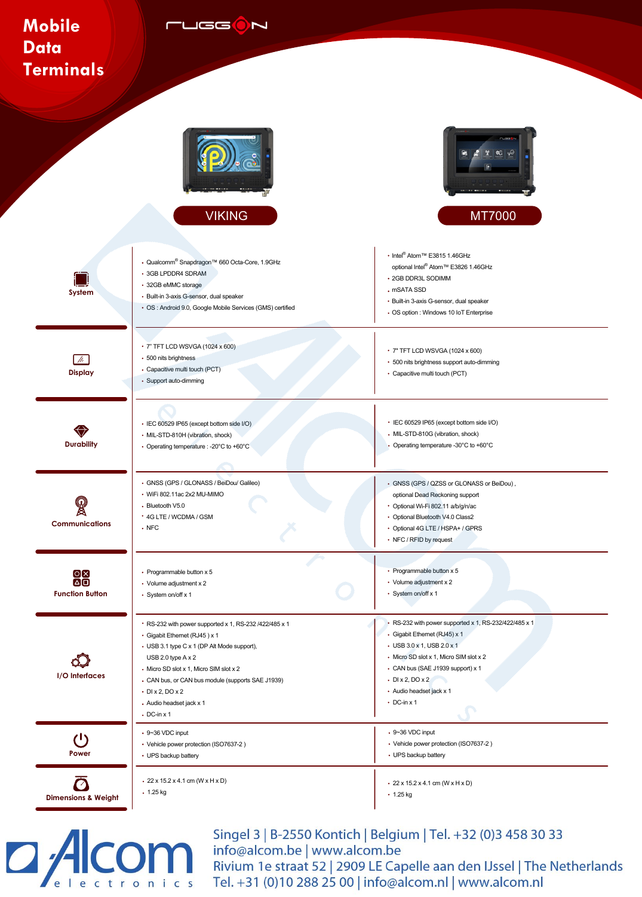# Mobile Data Terminals

| | VIKING | MT7000 |
|---|---|---|
| **System** | • Qualcomm® Snapdragon™ 660 Octa-Core, 1.9GHz<br>• 3GB LPDDR4 SDRAM<br>• 32GB eMMC storage<br>• Built-in 3-axis G-sensor, dual speaker<br>• OS : Android 9.0, Google Mobile Services (GMS) certified | • Intel® Atom™ E3815 1.46GHz optional Intel® Atom™ E3826 1.46GHz<br>• 2GB DDR3L SODIMM<br>• mSATA SSD<br>• Built-in 3-axis G-sensor, dual speaker<br>• OS option : Windows 10 IoT Enterprise |
| **Display** | • 7" TFT LCD WSVGA (1024 x 600)<br>• 500 nits brightness<br>• Capacitive multi touch (PCT)<br>• Support auto-dimming | • 7" TFT LCD WSVGA (1024 x 600)<br>• 500 nits brightness support auto-dimming<br>• Capacitive multi touch (PCT) |
| **Durability** | • IEC 60529 IP65 (except bottom side I/O)<br>• MIL-STD-810H (vibration, shock)<br>• Operating temperature : -20°C to +60°C | • IEC 60529 IP65 (except bottom side I/O)<br>• MIL-STD-810G (vibration, shock)<br>• Operating temperature -30°C to +60°C |
| **Communications** | • GNSS (GPS / GLONASS / BeiDou/ Galileo)<br>• WiFi 802.11ac 2x2 MU-MIMO<br>• Bluetooth V5.0<br>• 4G LTE / WCDMA / GSM<br>• NFC | • GNSS (GPS / QZSS or GLONASS or BeiDou) , optional Dead Reckoning support<br>• Optional Wi-Fi 802.11 a/b/g/n/ac<br>• Optional Bluetooth V4.0 Class2<br>• Optional 4G LTE / HSPA+ / GPRS<br>• NFC / RFID by request |
| **Function Button** | • Programmable button x 5<br>• Volume adjustment x 2<br>• System on/off x 1 | • Programmable button x 5<br>• Volume adjustment x 2<br>• System on/off x 1 |
| **I/O Interfaces** | • RS-232 with power supported x 1, RS-232 /422/485 x 1<br>• Gigabit Ethernet (RJ45 ) x 1<br>• USB 3.1 type C x 1 (DP Alt Mode support), USB 2.0 type A x 2<br>• Micro SD slot x 1, Micro SIM slot x 2<br>• CAN bus, or CAN bus module (supports SAE J1939)<br>• DI x 2, DO x 2<br>• Audio headset jack x 1<br>• DC-in x 1 | • RS-232 with power supported x 1, RS-232/422/485 x 1<br>• Gigabit Ethernet (RJ45) x 1<br>• USB 3.0 x 1, USB 2.0 x 1<br>• Micro SD slot x 1, Micro SIM slot x 2<br>• CAN bus (SAE J1939 support) x 1<br>• DI x 2, DO x 2<br>• Audio headset jack x 1<br>• DC-in x 1 |
| **Power** | • 9~36 VDC input<br>• Vehicle power protection (ISO7637-2 )<br>• UPS backup battery | • 9~36 VDC input<br>• Vehicle power protection (ISO7637-2 )<br>• UPS backup battery |
| **Dimensions & Weight** | • 22 x 15.2 x 4.1 cm (W x H x D)<br>• 1.25 kg | • 22 x 15.2 x 4.1 cm (W x H x D)<br>• 1.25 kg |

Singel 3 | B-2550 Kontich | Belgium | Tel. +32 (0)3 458 30 33
info@alcom.be | www.alcom.be
Rivium 1e straat 52 | 2909 LE Capelle aan den IJssel | The Netherlands
Tel. +31 (0)10 288 25 00 | info@alcom.nl | www.alcom.nl